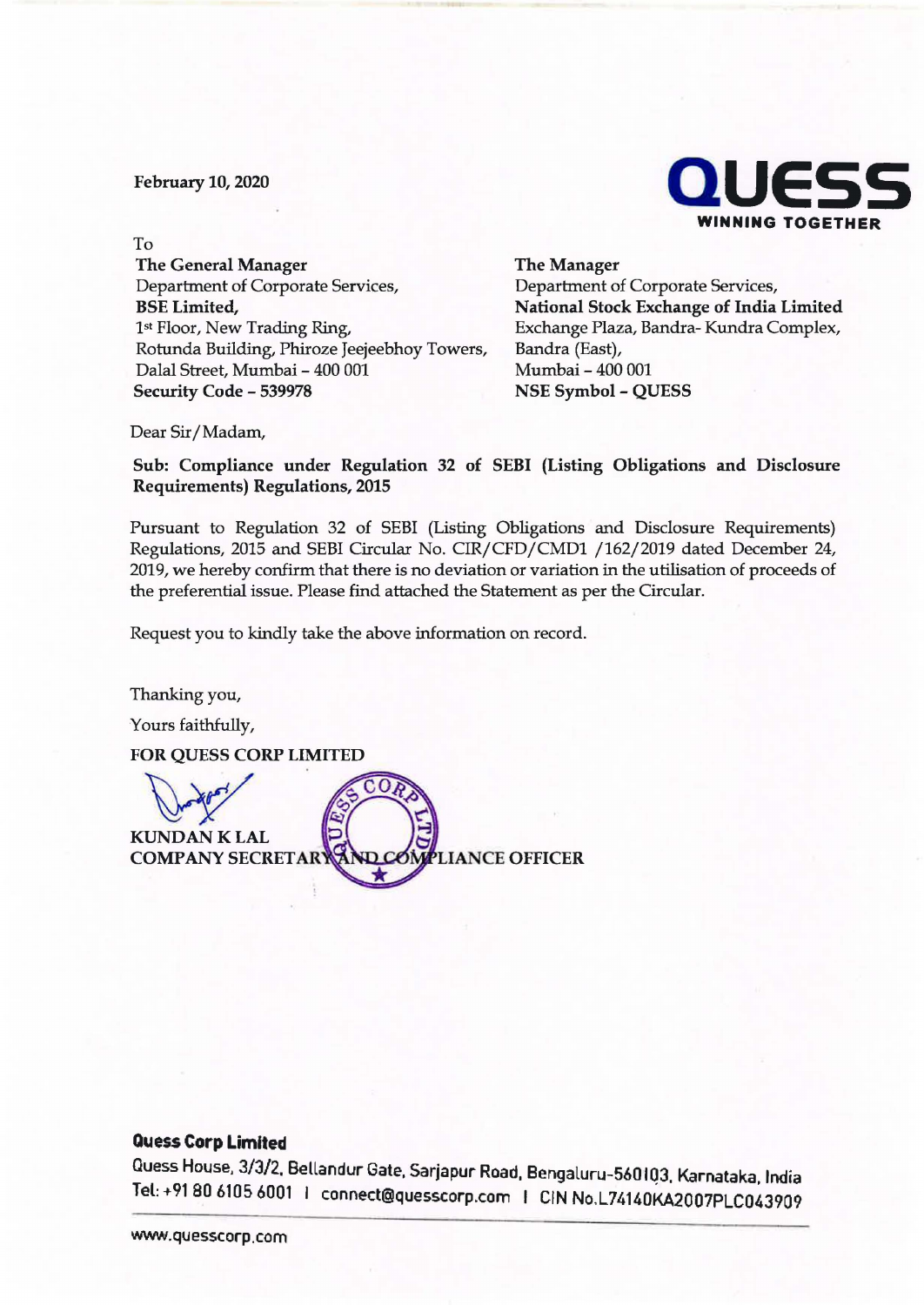February 10, 2020

**QUESS**
**WINNING TOGETHER**

To

**The General Manager**
Department of Corporate Services,
**BSE Limited,**
1st Floor, New Trading Ring,
Rotunda Building, Phiroze Jeejeebhoy Towers,
Dalal Street, Mumbai – 400 001
**Security Code – 539978**

**The Manager**
Department of Corporate Services,
**National Stock Exchange of India Limited**
Exchange Plaza, Bandra- Kundra Complex,
Bandra (East),
Mumbai – 400 001
**NSE Symbol – QUESS**

Dear Sir/Madam,

**Sub: Compliance under Regulation 32 of SEBI (Listing Obligations and Disclosure Requirements) Regulations, 2015**

Pursuant to Regulation 32 of SEBI (Listing Obligations and Disclosure Requirements) Regulations, 2015 and SEBI Circular No. CIR/CFD/CMD1 /162/2019 dated December 24, 2019, we hereby confirm that there is no deviation or variation in the utilisation of proceeds of the preferential issue. Please find attached the Statement as per the Circular.

Request you to kindly take the above information on record.

Thanking you,

Yours faithfully,

**FOR QUESS CORP LIMITED**

**KUNDAN K LAL**
**COMPANY SECRETARY AND COMPLIANCE OFFICER**

**Quess Corp Limited**
Quess House, 3/3/2, Bellandur Gate, Sarjapur Road, Bengaluru-560103, Karnataka, India
Tel: +91 80 6105 6001 | connect@quesscorp.com | CIN No.L74140KA2007PLC043909

www.quesscorp.com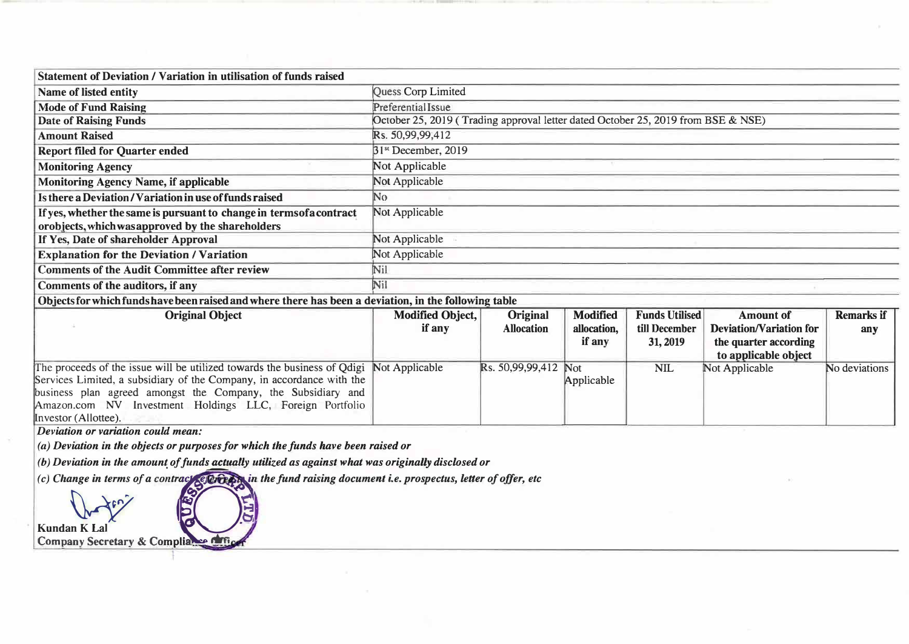| Statement of Deviation / Variation in utilisation of funds raised | |
|---|---|
| **Name of listed entity** | Quess Corp Limited |
| **Mode of Fund Raising** | Preferential Issue |
| **Date of Raising Funds** | October 25, 2019 ( Trading approval letter dated October 25, 2019 from BSE & NSE) |
| **Amount Raised** | Rs. 50,99,99,412 |
| **Report filed for Quarter ended** | 31st December, 2019 |
| **Monitoring Agency** | Not Applicable |
| **Monitoring Agency Name, if applicable** | Not Applicable |
| **Is there a Deviation / Variation in use of funds raised** | No |
| **If yes, whether the same is pursuant to change in terms of a contract or objects, which was approved by the shareholders** | Not Applicable |
| **If Yes, Date of shareholder Approval** | Not Applicable |
| **Explanation for the Deviation / Variation** | Not Applicable |
| **Comments of the Audit Committee after review** | Nil |
| **Comments of the auditors, if any** | Nil |

**Objects for which funds have been raised and where there has been a deviation, in the following table**

| Original Object | Modified Object, if any | Original Allocation | Modified allocation, if any | Funds Utilised till December 31, 2019 | Amount of Deviation/Variation for the quarter according to applicable object | Remarks if any |
|---|---|---|---|---|---|---|
| The proceeds of the issue will be utilized towards the business of Qdigi Services Limited, a subsidiary of the Company, in accordance with the business plan agreed amongst the Company, the Subsidiary and Amazon.com NV Investment Holdings LLC, Foreign Portfolio Investor (Allottee). | Not Applicable | Rs. 50,99,99,412 | Not Applicable | NIL | Not Applicable | No deviations |

***Deviation or variation could mean:***

***(a) Deviation in the objects or purposes for which the funds have been raised or***

***(b) Deviation in the amount of funds actually utilized as against what was originally disclosed or***

***(c) Change in terms of a contract referred to in the fund raising document i.e. prospectus, letter of offer, etc***

**Kundan K Lal**
**Company Secretary & Compliance Officer**